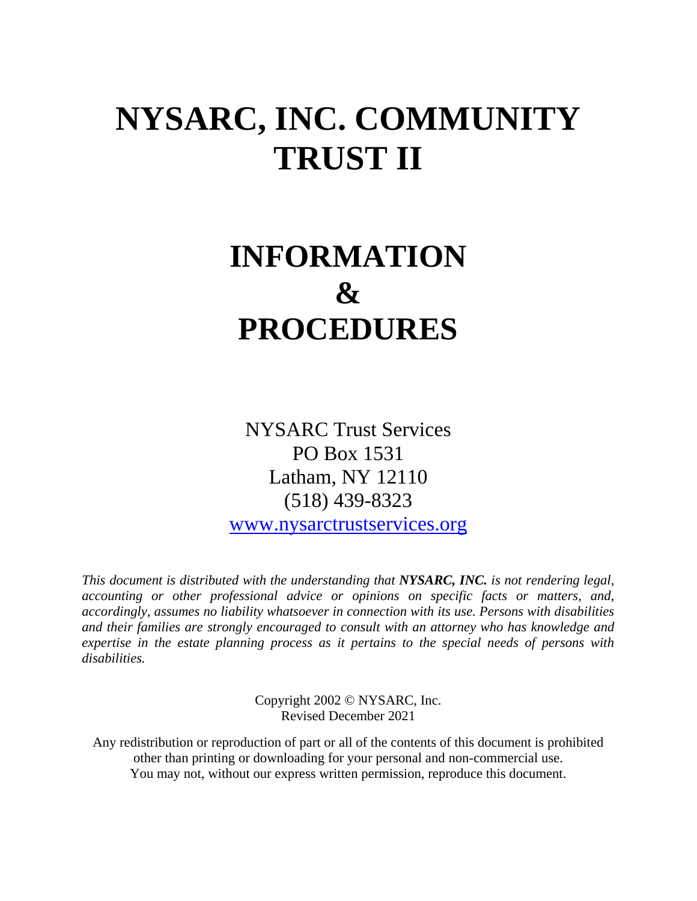# NYSARC, INC. COMMUNITY TRUST II

# INFORMATION & PROCEDURES

NYSARC Trust Services
PO Box 1531
Latham, NY 12110
(518) 439-8323
www.nysarctrustservices.org

*This document is distributed with the understanding that **NYSARC, INC.** is not rendering legal, accounting or other professional advice or opinions on specific facts or matters, and, accordingly, assumes no liability whatsoever in connection with its use. Persons with disabilities and their families are strongly encouraged to consult with an attorney who has knowledge and expertise in the estate planning process as it pertains to the special needs of persons with disabilities.*

Copyright 2002 © NYSARC, Inc.
Revised December 2021

Any redistribution or reproduction of part or all of the contents of this document is prohibited other than printing or downloading for your personal and non-commercial use.
You may not, without our express written permission, reproduce this document.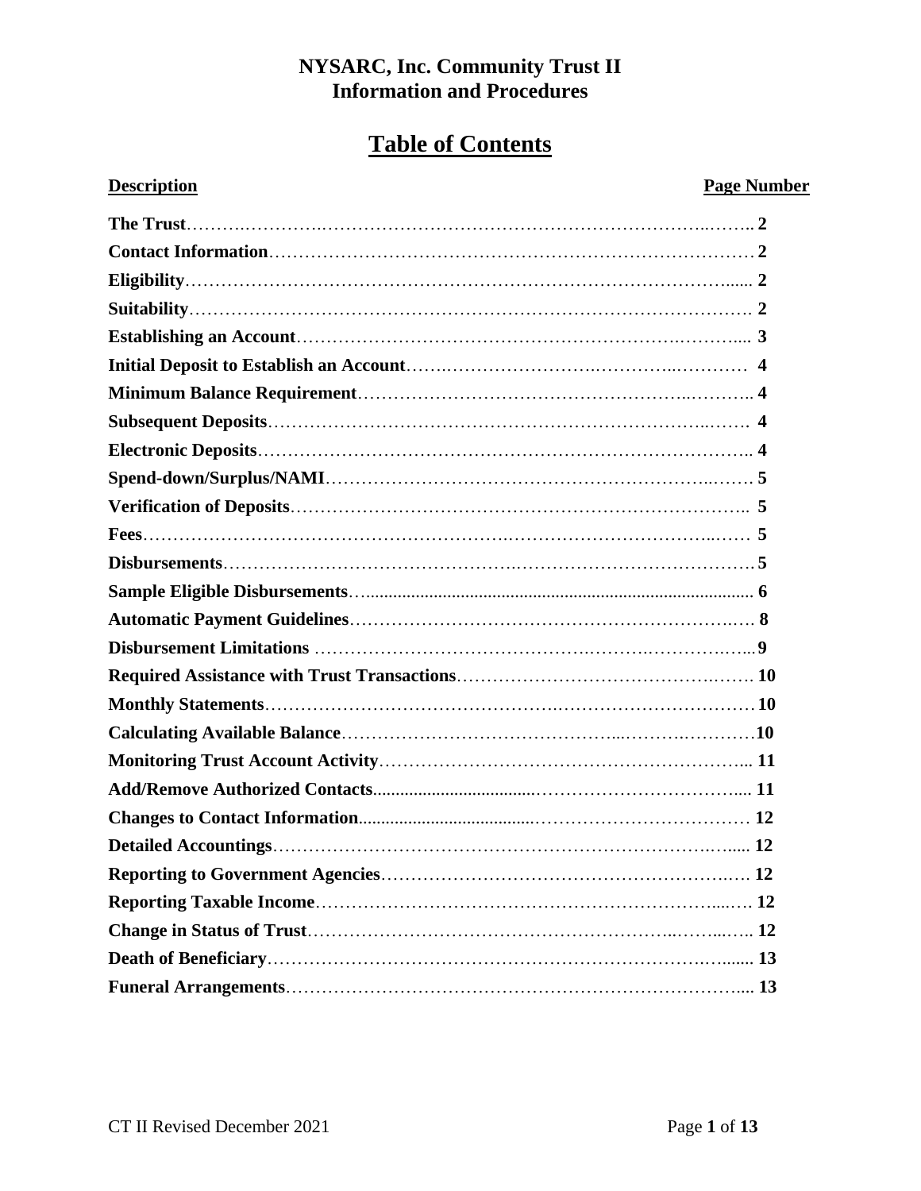**NYSARC, Inc. Community Trust II**
**Information and Procedures**

# Table of Contents

| Description | Page Number |
|---|---|
| **The Trust** | **2** |
| **Contact Information** | **2** |
| **Eligibility** | **2** |
| **Suitability** | **2** |
| **Establishing an Account** | **3** |
| **Initial Deposit to Establish an Account** | **4** |
| **Minimum Balance Requirement** | **4** |
| **Subsequent Deposits** | **4** |
| **Electronic Deposits** | **4** |
| **Spend-down/Surplus/NAMI** | **5** |
| **Verification of Deposits** | **5** |
| **Fees** | **5** |
| **Disbursements** | **5** |
| **Sample Eligible Disbursements** | **6** |
| **Automatic Payment Guidelines** | **8** |
| **Disbursement Limitations** | **9** |
| **Required Assistance with Trust Transactions** | **10** |
| **Monthly Statements** | **10** |
| **Calculating Available Balance** | **10** |
| **Monitoring Trust Account Activity** | **11** |
| **Add/Remove Authorized Contacts** | **11** |
| **Changes to Contact Information** | **12** |
| **Detailed Accountings** | **12** |
| **Reporting to Government Agencies** | **12** |
| **Reporting Taxable Income** | **12** |
| **Change in Status of Trust** | **12** |
| **Death of Beneficiary** | **13** |
| **Funeral Arrangements** | **13** |

CT II Revised December 2021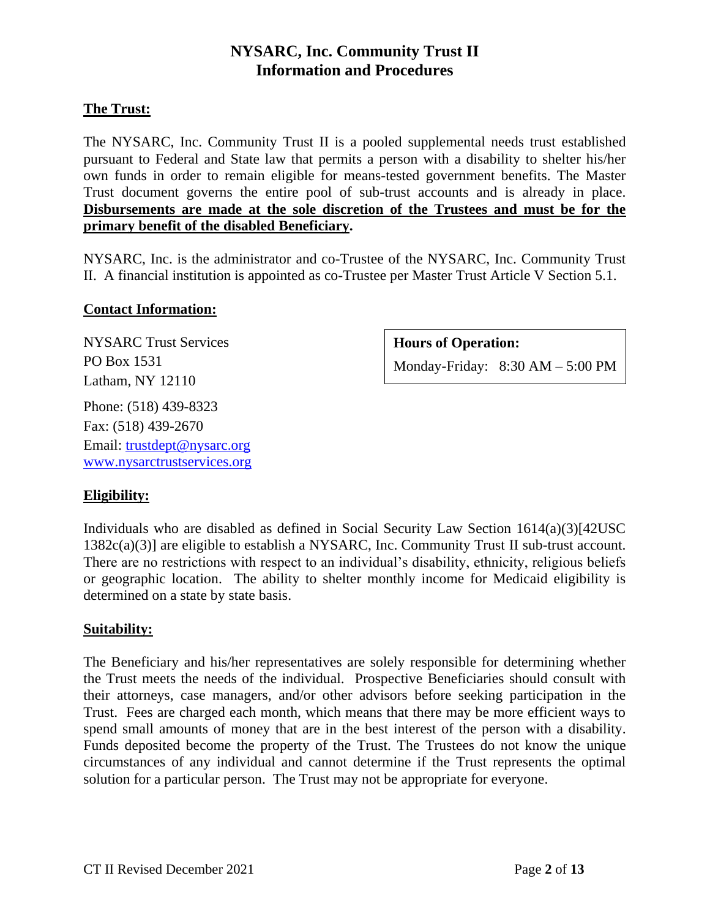# NYSARC, Inc. Community Trust II
# Information and Procedures

## The Trust:

The NYSARC, Inc. Community Trust II is a pooled supplemental needs trust established pursuant to Federal and State law that permits a person with a disability to shelter his/her own funds in order to remain eligible for means-tested government benefits. The Master Trust document governs the entire pool of sub-trust accounts and is already in place. **Disbursements are made at the sole discretion of the Trustees and must be for the primary benefit of the disabled Beneficiary.**

NYSARC, Inc. is the administrator and co-Trustee of the NYSARC, Inc. Community Trust II. A financial institution is appointed as co-Trustee per Master Trust Article V Section 5.1.

## Contact Information:

NYSARC Trust Services
PO Box 1531
Latham, NY 12110

Phone: (518) 439-8323
Fax: (518) 439-2670
Email: [trustdept@nysarc.org](mailto:trustdept@nysarc.org)
[www.nysarctrustservices.org](http://www.nysarctrustservices.org)

**Hours of Operation:**
Monday-Friday: 8:30 AM – 5:00 PM

## Eligibility:

Individuals who are disabled as defined in Social Security Law Section 1614(a)(3)[42USC 1382c(a)(3)] are eligible to establish a NYSARC, Inc. Community Trust II sub-trust account. There are no restrictions with respect to an individual's disability, ethnicity, religious beliefs or geographic location. The ability to shelter monthly income for Medicaid eligibility is determined on a state by state basis.

## Suitability:

The Beneficiary and his/her representatives are solely responsible for determining whether the Trust meets the needs of the individual. Prospective Beneficiaries should consult with their attorneys, case managers, and/or other advisors before seeking participation in the Trust. Fees are charged each month, which means that there may be more efficient ways to spend small amounts of money that are in the best interest of the person with a disability. Funds deposited become the property of the Trust. The Trustees do not know the unique circumstances of any individual and cannot determine if the Trust represents the optimal solution for a particular person. The Trust may not be appropriate for everyone.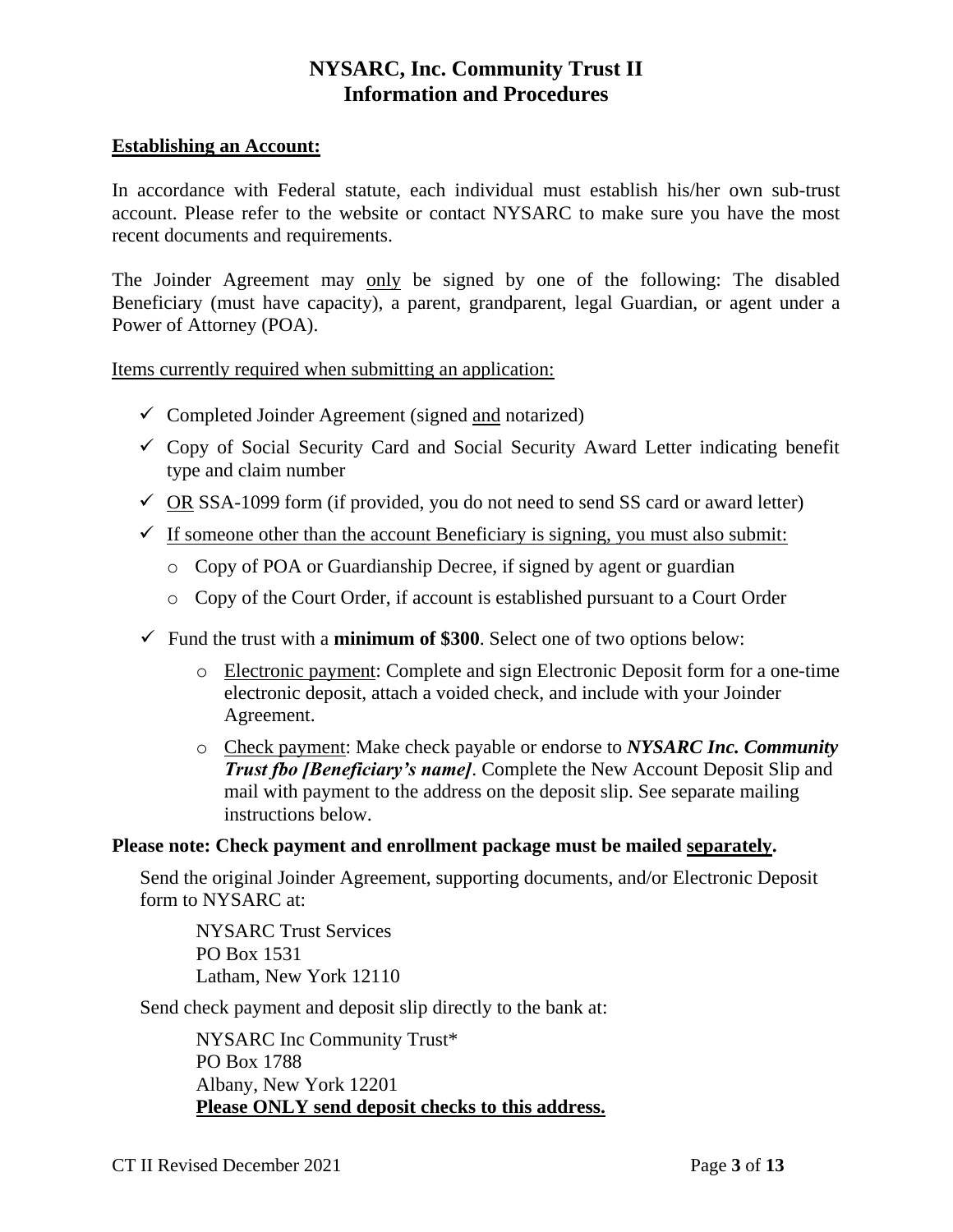# NYSARC, Inc. Community Trust II
# Information and Procedures

**<u>Establishing an Account:</u>**

In accordance with Federal statute, each individual must establish his/her own sub-trust account. Please refer to the website or contact NYSARC to make sure you have the most recent documents and requirements.

The Joinder Agreement may <u>only</u> be signed by one of the following: The disabled Beneficiary (must have capacity), a parent, grandparent, legal Guardian, or agent under a Power of Attorney (POA).

<u>Items currently required when submitting an application:</u>

- ✓ Completed Joinder Agreement (signed <u>and</u> notarized)
- ✓ Copy of Social Security Card and Social Security Award Letter indicating benefit type and claim number
- ✓ <u>OR</u> SSA-1099 form (if provided, you do not need to send SS card or award letter)
- ✓ <u>If someone other than the account Beneficiary is signing, you must also submit:</u>
  - Copy of POA or Guardianship Decree, if signed by agent or guardian
  - Copy of the Court Order, if account is established pursuant to a Court Order
- ✓ Fund the trust with a **minimum of $300**. Select one of two options below:
  - <u>Electronic payment</u>: Complete and sign Electronic Deposit form for a one-time electronic deposit, attach a voided check, and include with your Joinder Agreement.
  - <u>Check payment</u>: Make check payable or endorse to ***NYSARC Inc. Community Trust fbo [Beneficiary's name]***. Complete the New Account Deposit Slip and mail with payment to the address on the deposit slip. See separate mailing instructions below.

**Please note: Check payment and enrollment package must be mailed <u>separately</u>.**

Send the original Joinder Agreement, supporting documents, and/or Electronic Deposit form to NYSARC at:

NYSARC Trust Services
PO Box 1531
Latham, New York 12110

Send check payment and deposit slip directly to the bank at:

NYSARC Inc Community Trust*
PO Box 1788
Albany, New York 12201
**<u>Please ONLY send deposit checks to this address.</u>**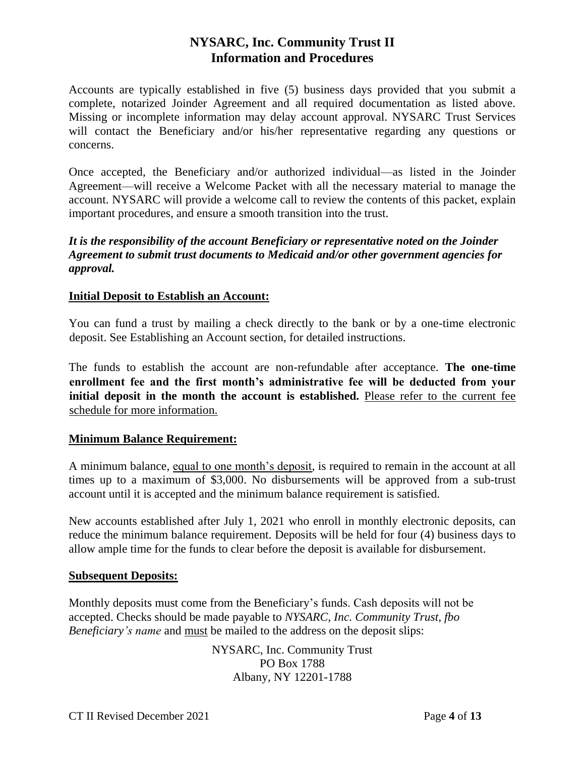# NYSARC, Inc. Community Trust II
# Information and Procedures

Accounts are typically established in five (5) business days provided that you submit a complete, notarized Joinder Agreement and all required documentation as listed above. Missing or incomplete information may delay account approval. NYSARC Trust Services will contact the Beneficiary and/or his/her representative regarding any questions or concerns.

Once accepted, the Beneficiary and/or authorized individual—as listed in the Joinder Agreement—will receive a Welcome Packet with all the necessary material to manage the account. NYSARC will provide a welcome call to review the contents of this packet, explain important procedures, and ensure a smooth transition into the trust.

***It is the responsibility of the account Beneficiary or representative noted on the Joinder Agreement to submit trust documents to Medicaid and/or other government agencies for approval.***

## Initial Deposit to Establish an Account:

You can fund a trust by mailing a check directly to the bank or by a one-time electronic deposit. See Establishing an Account section, for detailed instructions.

The funds to establish the account are non-refundable after acceptance. **The one-time enrollment fee and the first month's administrative fee will be deducted from your initial deposit in the month the account is established.** Please refer to the current fee schedule for more information.

## Minimum Balance Requirement:

A minimum balance, equal to one month's deposit, is required to remain in the account at all times up to a maximum of $3,000. No disbursements will be approved from a sub-trust account until it is accepted and the minimum balance requirement is satisfied.

New accounts established after July 1, 2021 who enroll in monthly electronic deposits, can reduce the minimum balance requirement. Deposits will be held for four (4) business days to allow ample time for the funds to clear before the deposit is available for disbursement.

## Subsequent Deposits:

Monthly deposits must come from the Beneficiary's funds. Cash deposits will not be accepted. Checks should be made payable to *NYSARC, Inc. Community Trust, fbo Beneficiary's name* and must be mailed to the address on the deposit slips:

NYSARC, Inc. Community Trust
PO Box 1788
Albany, NY 12201-1788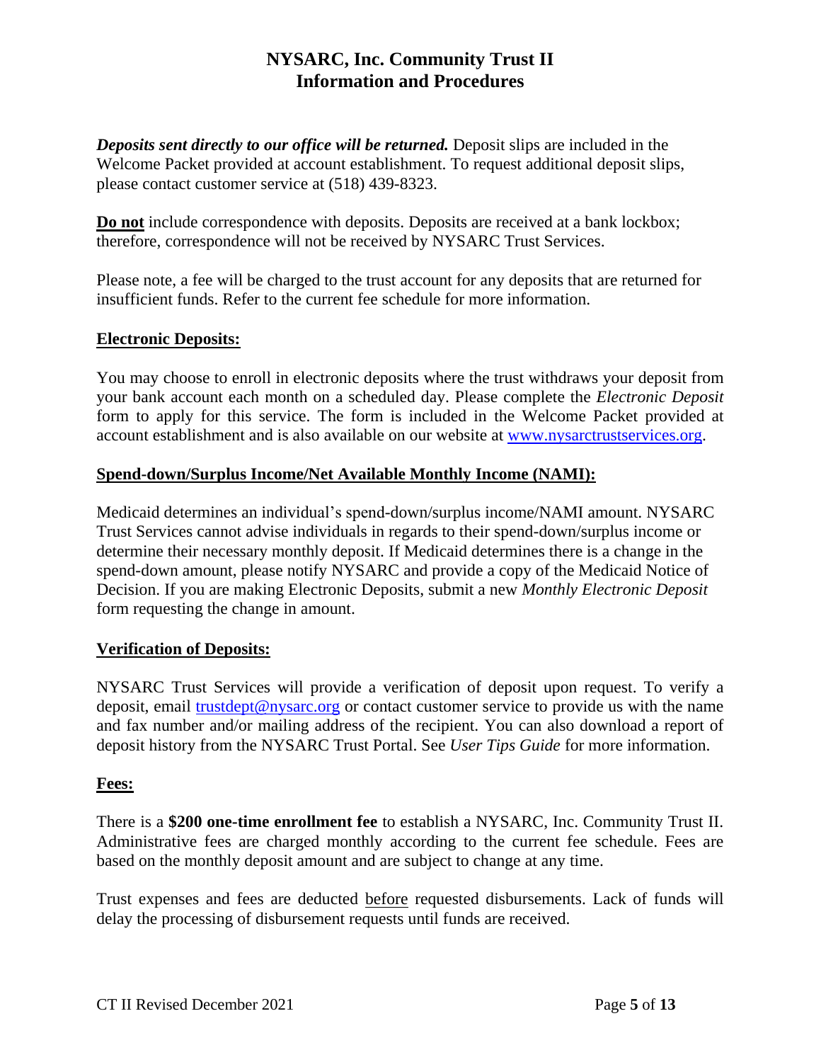***Deposits sent directly to our office will be returned.*** Deposit slips are included in the Welcome Packet provided at account establishment. To request additional deposit slips, please contact customer service at (518) 439-8323.

**Do not** include correspondence with deposits. Deposits are received at a bank lockbox; therefore, correspondence will not be received by NYSARC Trust Services.

Please note, a fee will be charged to the trust account for any deposits that are returned for insufficient funds. Refer to the current fee schedule for more information.

**Electronic Deposits:**

You may choose to enroll in electronic deposits where the trust withdraws your deposit from your bank account each month on a scheduled day. Please complete the *Electronic Deposit* form to apply for this service. The form is included in the Welcome Packet provided at account establishment and is also available on our website at www.nysarctrustservices.org.

**Spend-down/Surplus Income/Net Available Monthly Income (NAMI):**

Medicaid determines an individual's spend-down/surplus income/NAMI amount. NYSARC Trust Services cannot advise individuals in regards to their spend-down/surplus income or determine their necessary monthly deposit. If Medicaid determines there is a change in the spend-down amount, please notify NYSARC and provide a copy of the Medicaid Notice of Decision. If you are making Electronic Deposits, submit a new *Monthly Electronic Deposit* form requesting the change in amount.

**Verification of Deposits:**

NYSARC Trust Services will provide a verification of deposit upon request. To verify a deposit, email trustdept@nysarc.org or contact customer service to provide us with the name and fax number and/or mailing address of the recipient. You can also download a report of deposit history from the NYSARC Trust Portal. See *User Tips Guide* for more information.

**Fees:**

There is a **\$200 one-time enrollment fee** to establish a NYSARC, Inc. Community Trust II. Administrative fees are charged monthly according to the current fee schedule. Fees are based on the monthly deposit amount and are subject to change at any time.

Trust expenses and fees are deducted before requested disbursements. Lack of funds will delay the processing of disbursement requests until funds are received.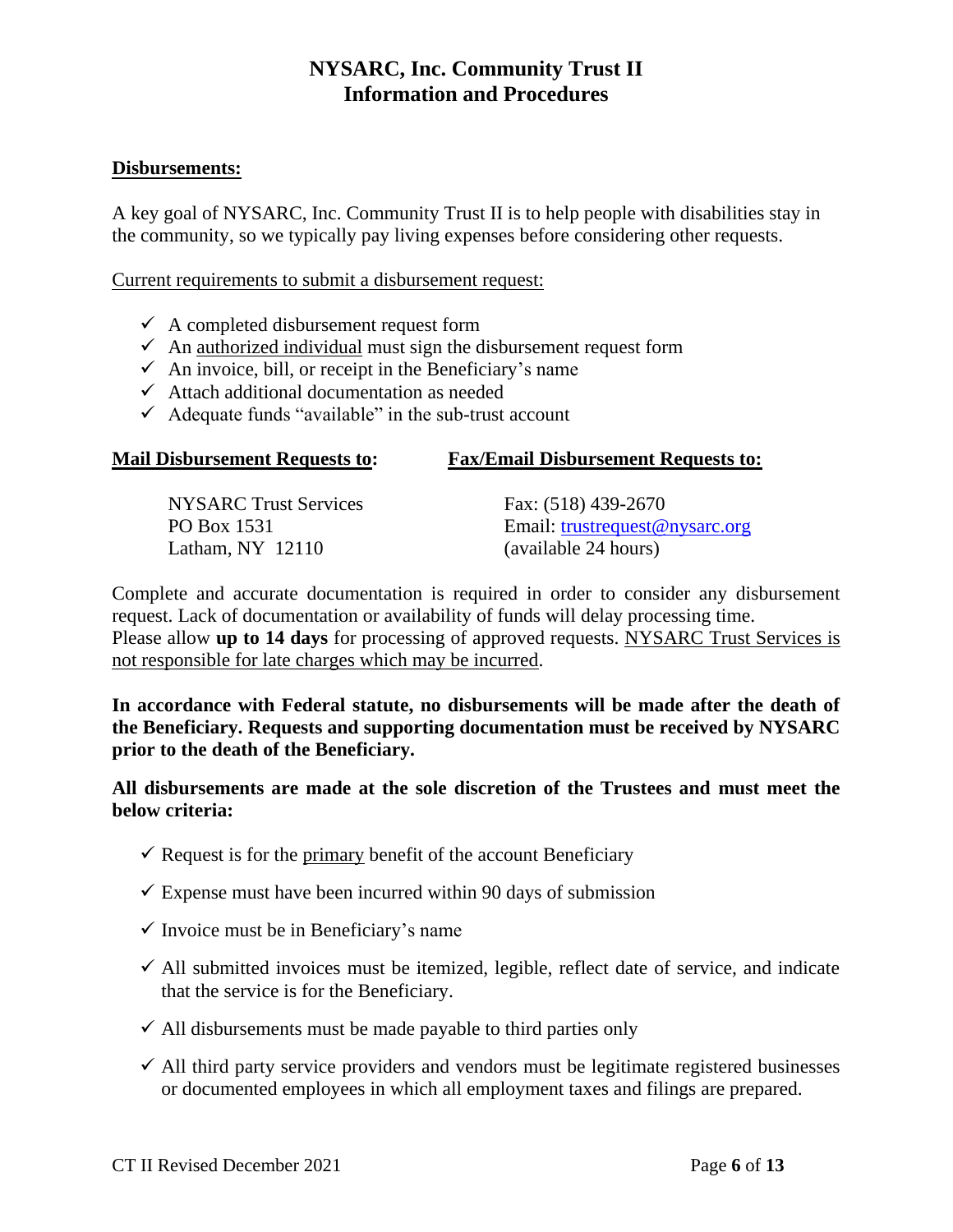# NYSARC, Inc. Community Trust II
# Information and Procedures

**Disbursements:**

A key goal of NYSARC, Inc. Community Trust II is to help people with disabilities stay in the community, so we typically pay living expenses before considering other requests.

Current requirements to submit a disbursement request:

- ✓ A completed disbursement request form
- ✓ An authorized individual must sign the disbursement request form
- ✓ An invoice, bill, or receipt in the Beneficiary's name
- ✓ Attach additional documentation as needed
- ✓ Adequate funds "available" in the sub-trust account

**Mail Disbursement Requests to:**

NYSARC Trust Services
PO Box 1531
Latham, NY 12110

**Fax/Email Disbursement Requests to:**

Fax: (518) 439-2670
Email: trustrequest@nysarc.org
(available 24 hours)

Complete and accurate documentation is required in order to consider any disbursement request. Lack of documentation or availability of funds will delay processing time.
Please allow **up to 14 days** for processing of approved requests. NYSARC Trust Services is not responsible for late charges which may be incurred.

**In accordance with Federal statute, no disbursements will be made after the death of the Beneficiary. Requests and supporting documentation must be received by NYSARC prior to the death of the Beneficiary.**

**All disbursements are made at the sole discretion of the Trustees and must meet the below criteria:**

- ✓ Request is for the primary benefit of the account Beneficiary
- ✓ Expense must have been incurred within 90 days of submission
- ✓ Invoice must be in Beneficiary's name
- ✓ All submitted invoices must be itemized, legible, reflect date of service, and indicate that the service is for the Beneficiary.
- ✓ All disbursements must be made payable to third parties only
- ✓ All third party service providers and vendors must be legitimate registered businesses or documented employees in which all employment taxes and filings are prepared.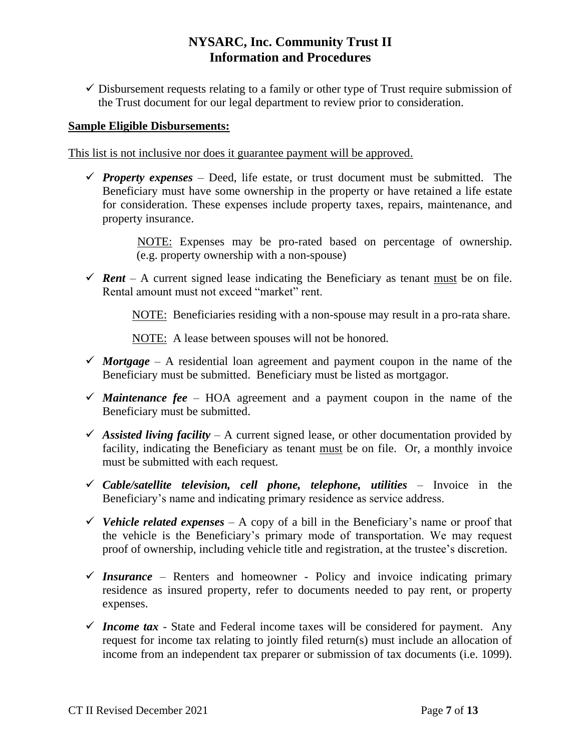- ✓ Disbursement requests relating to a family or other type of Trust require submission of the Trust document for our legal department to review prior to consideration.

**Sample Eligible Disbursements:**

This list is not inclusive nor does it guarantee payment will be approved.

- ✓ ***Property expenses*** – Deed, life estate, or trust document must be submitted. The Beneficiary must have some ownership in the property or have retained a life estate for consideration. These expenses include property taxes, repairs, maintenance, and property insurance.

  NOTE: Expenses may be pro-rated based on percentage of ownership. (e.g. property ownership with a non-spouse)

- ✓ ***Rent*** – A current signed lease indicating the Beneficiary as tenant must be on file. Rental amount must not exceed "market" rent.

  NOTE: Beneficiaries residing with a non-spouse may result in a pro-rata share.

  NOTE: A lease between spouses will not be honored.

- ✓ ***Mortgage*** – A residential loan agreement and payment coupon in the name of the Beneficiary must be submitted. Beneficiary must be listed as mortgagor.

- ✓ ***Maintenance fee*** – HOA agreement and a payment coupon in the name of the Beneficiary must be submitted.

- ✓ ***Assisted living facility*** – A current signed lease, or other documentation provided by facility, indicating the Beneficiary as tenant must be on file. Or, a monthly invoice must be submitted with each request.

- ✓ ***Cable/satellite television, cell phone, telephone, utilities*** – Invoice in the Beneficiary's name and indicating primary residence as service address.

- ✓ ***Vehicle related expenses*** – A copy of a bill in the Beneficiary's name or proof that the vehicle is the Beneficiary's primary mode of transportation. We may request proof of ownership, including vehicle title and registration, at the trustee's discretion.

- ✓ ***Insurance*** – Renters and homeowner - Policy and invoice indicating primary residence as insured property, refer to documents needed to pay rent, or property expenses.

- ✓ ***Income tax*** - State and Federal income taxes will be considered for payment. Any request for income tax relating to jointly filed return(s) must include an allocation of income from an independent tax preparer or submission of tax documents (i.e. 1099).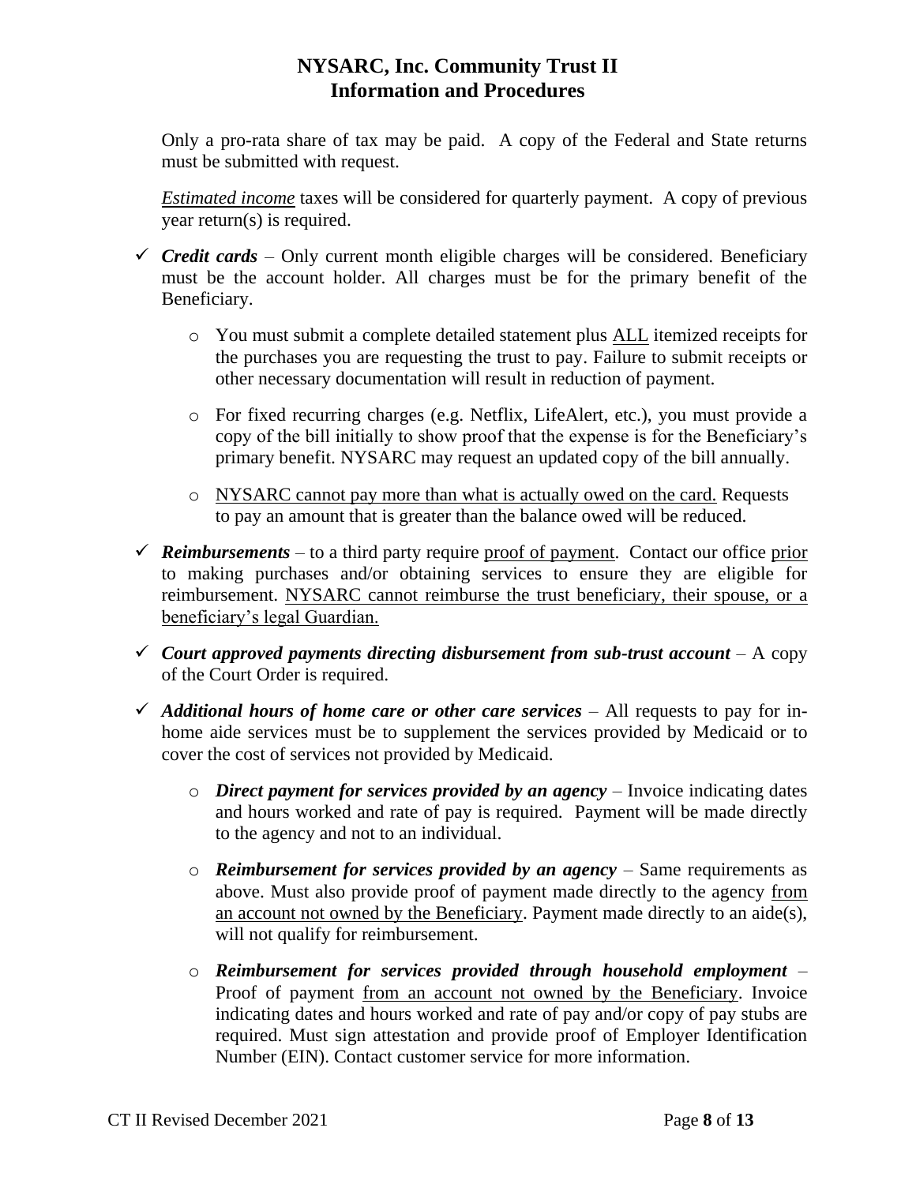Only a pro-rata share of tax may be paid. A copy of the Federal and State returns must be submitted with request.

*Estimated income* taxes will be considered for quarterly payment. A copy of previous year return(s) is required.

- ✓ ***Credit cards*** – Only current month eligible charges will be considered. Beneficiary must be the account holder. All charges must be for the primary benefit of the Beneficiary.
  - You must submit a complete detailed statement plus ALL itemized receipts for the purchases you are requesting the trust to pay. Failure to submit receipts or other necessary documentation will result in reduction of payment.
  - For fixed recurring charges (e.g. Netflix, LifeAlert, etc.), you must provide a copy of the bill initially to show proof that the expense is for the Beneficiary's primary benefit. NYSARC may request an updated copy of the bill annually.
  - NYSARC cannot pay more than what is actually owed on the card. Requests to pay an amount that is greater than the balance owed will be reduced.
- ✓ ***Reimbursements*** – to a third party require proof of payment. Contact our office prior to making purchases and/or obtaining services to ensure they are eligible for reimbursement. NYSARC cannot reimburse the trust beneficiary, their spouse, or a beneficiary's legal Guardian.
- ✓ ***Court approved payments directing disbursement from sub-trust account*** – A copy of the Court Order is required.
- ✓ ***Additional hours of home care or other care services*** – All requests to pay for in-home aide services must be to supplement the services provided by Medicaid or to cover the cost of services not provided by Medicaid.
  - ***Direct payment for services provided by an agency*** – Invoice indicating dates and hours worked and rate of pay is required. Payment will be made directly to the agency and not to an individual.
  - ***Reimbursement for services provided by an agency*** – Same requirements as above. Must also provide proof of payment made directly to the agency from an account not owned by the Beneficiary. Payment made directly to an aide(s), will not qualify for reimbursement.
  - ***Reimbursement for services provided through household employment*** – Proof of payment from an account not owned by the Beneficiary. Invoice indicating dates and hours worked and rate of pay and/or copy of pay stubs are required. Must sign attestation and provide proof of Employer Identification Number (EIN). Contact customer service for more information.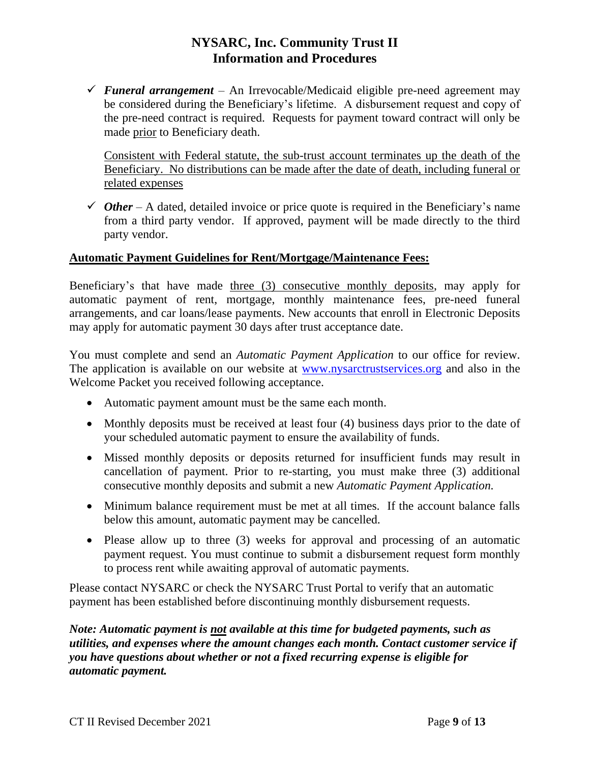- ✓ ***Funeral arrangement*** – An Irrevocable/Medicaid eligible pre-need agreement may be considered during the Beneficiary's lifetime. A disbursement request and copy of the pre-need contract is required. Requests for payment toward contract will only be made <u>prior</u> to Beneficiary death.

  <u>Consistent with Federal statute, the sub-trust account terminates up the death of the Beneficiary. No distributions can be made after the date of death, including funeral or related expenses</u>

- ✓ ***Other*** – A dated, detailed invoice or price quote is required in the Beneficiary's name from a third party vendor. If approved, payment will be made directly to the third party vendor.

**<u>Automatic Payment Guidelines for Rent/Mortgage/Maintenance Fees:</u>**

Beneficiary's that have made <u>three (3) consecutive monthly deposits</u>, may apply for automatic payment of rent, mortgage, monthly maintenance fees, pre-need funeral arrangements, and car loans/lease payments. New accounts that enroll in Electronic Deposits may apply for automatic payment 30 days after trust acceptance date.

You must complete and send an *Automatic Payment Application* to our office for review. The application is available on our website at [www.nysarctrustservices.org](http://www.nysarctrustservices.org) and also in the Welcome Packet you received following acceptance.

- Automatic payment amount must be the same each month.
- Monthly deposits must be received at least four (4) business days prior to the date of your scheduled automatic payment to ensure the availability of funds.
- Missed monthly deposits or deposits returned for insufficient funds may result in cancellation of payment. Prior to re-starting, you must make three (3) additional consecutive monthly deposits and submit a new *Automatic Payment Application.*
- Minimum balance requirement must be met at all times. If the account balance falls below this amount, automatic payment may be cancelled.
- Please allow up to three (3) weeks for approval and processing of an automatic payment request. You must continue to submit a disbursement request form monthly to process rent while awaiting approval of automatic payments.

Please contact NYSARC or check the NYSARC Trust Portal to verify that an automatic payment has been established before discontinuing monthly disbursement requests.

***Note: Automatic payment is <u>not</u> available at this time for budgeted payments, such as utilities, and expenses where the amount changes each month. Contact customer service if you have questions about whether or not a fixed recurring expense is eligible for automatic payment.***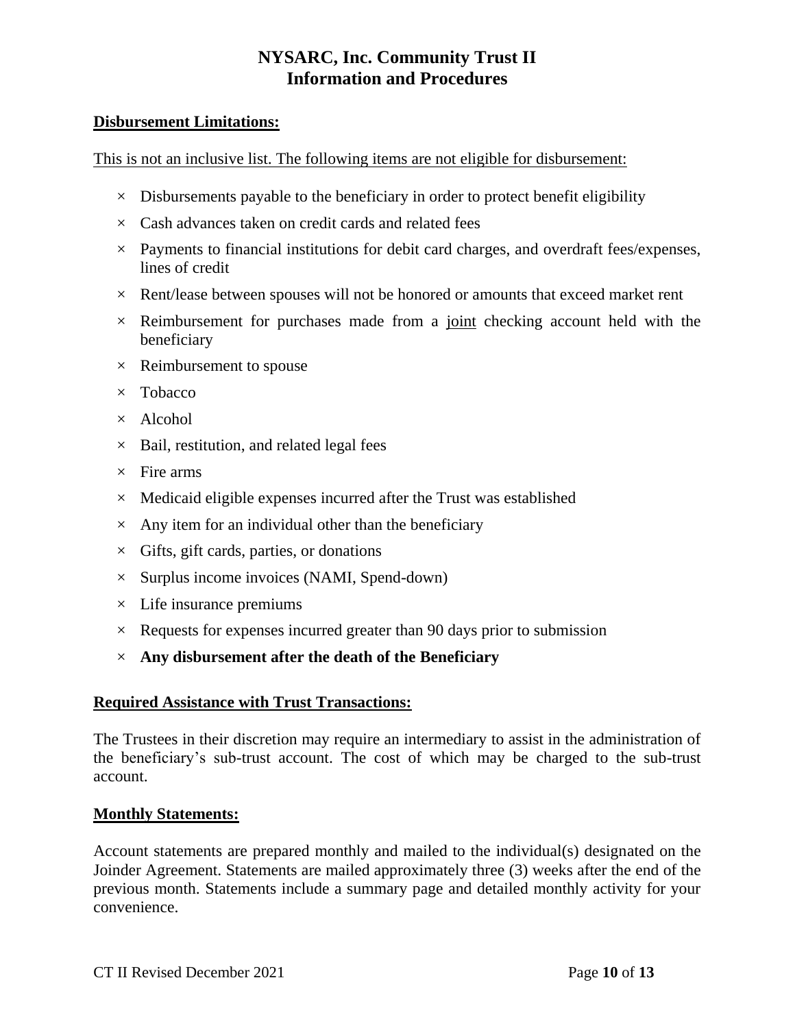## Disbursement Limitations:

This is not an inclusive list. The following items are not eligible for disbursement:

- × Disbursements payable to the beneficiary in order to protect benefit eligibility
- × Cash advances taken on credit cards and related fees
- × Payments to financial institutions for debit card charges, and overdraft fees/expenses, lines of credit
- × Rent/lease between spouses will not be honored or amounts that exceed market rent
- × Reimbursement for purchases made from a joint checking account held with the beneficiary
- × Reimbursement to spouse
- × Tobacco
- × Alcohol
- × Bail, restitution, and related legal fees
- × Fire arms
- × Medicaid eligible expenses incurred after the Trust was established
- × Any item for an individual other than the beneficiary
- × Gifts, gift cards, parties, or donations
- × Surplus income invoices (NAMI, Spend-down)
- × Life insurance premiums
- × Requests for expenses incurred greater than 90 days prior to submission
- × **Any disbursement after the death of the Beneficiary**

## Required Assistance with Trust Transactions:

The Trustees in their discretion may require an intermediary to assist in the administration of the beneficiary's sub-trust account. The cost of which may be charged to the sub-trust account.

## Monthly Statements:

Account statements are prepared monthly and mailed to the individual(s) designated on the Joinder Agreement. Statements are mailed approximately three (3) weeks after the end of the previous month. Statements include a summary page and detailed monthly activity for your convenience.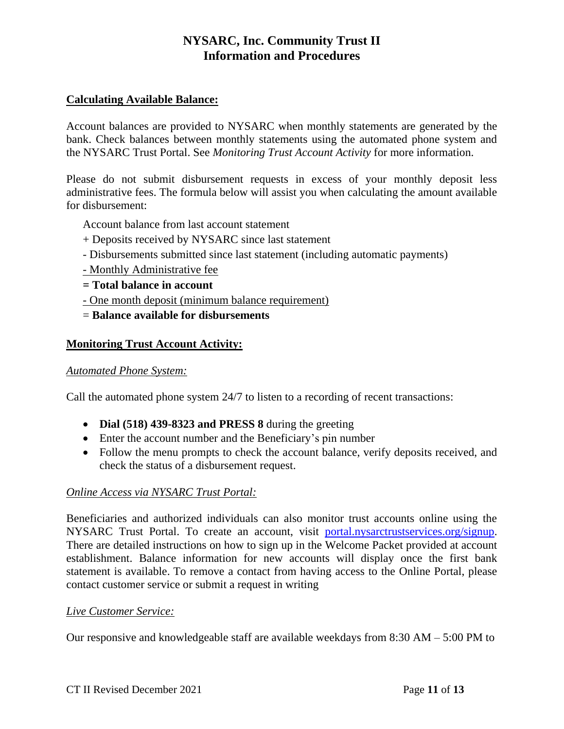# NYSARC, Inc. Community Trust II
# Information and Procedures

**Calculating Available Balance:**

Account balances are provided to NYSARC when monthly statements are generated by the bank. Check balances between monthly statements using the automated phone system and the NYSARC Trust Portal. See *Monitoring Trust Account Activity* for more information.

Please do not submit disbursement requests in excess of your monthly deposit less administrative fees. The formula below will assist you when calculating the amount available for disbursement:

Account balance from last account statement
\+ Deposits received by NYSARC since last statement
\- Disbursements submitted since last statement (including automatic payments)
\- Monthly Administrative fee
**= Total balance in account**
\- One month deposit (minimum balance requirement)
= **Balance available for disbursements**

**Monitoring Trust Account Activity:**

*Automated Phone System:*

Call the automated phone system 24/7 to listen to a recording of recent transactions:

- **Dial (518) 439-8323 and PRESS 8** during the greeting
- Enter the account number and the Beneficiary's pin number
- Follow the menu prompts to check the account balance, verify deposits received, and check the status of a disbursement request.

*Online Access via NYSARC Trust Portal:*

Beneficiaries and authorized individuals can also monitor trust accounts online using the NYSARC Trust Portal. To create an account, visit portal.nysarctrustservices.org/signup. There are detailed instructions on how to sign up in the Welcome Packet provided at account establishment. Balance information for new accounts will display once the first bank statement is available. To remove a contact from having access to the Online Portal, please contact customer service or submit a request in writing

*Live Customer Service:*

Our responsive and knowledgeable staff are available weekdays from 8:30 AM – 5:00 PM to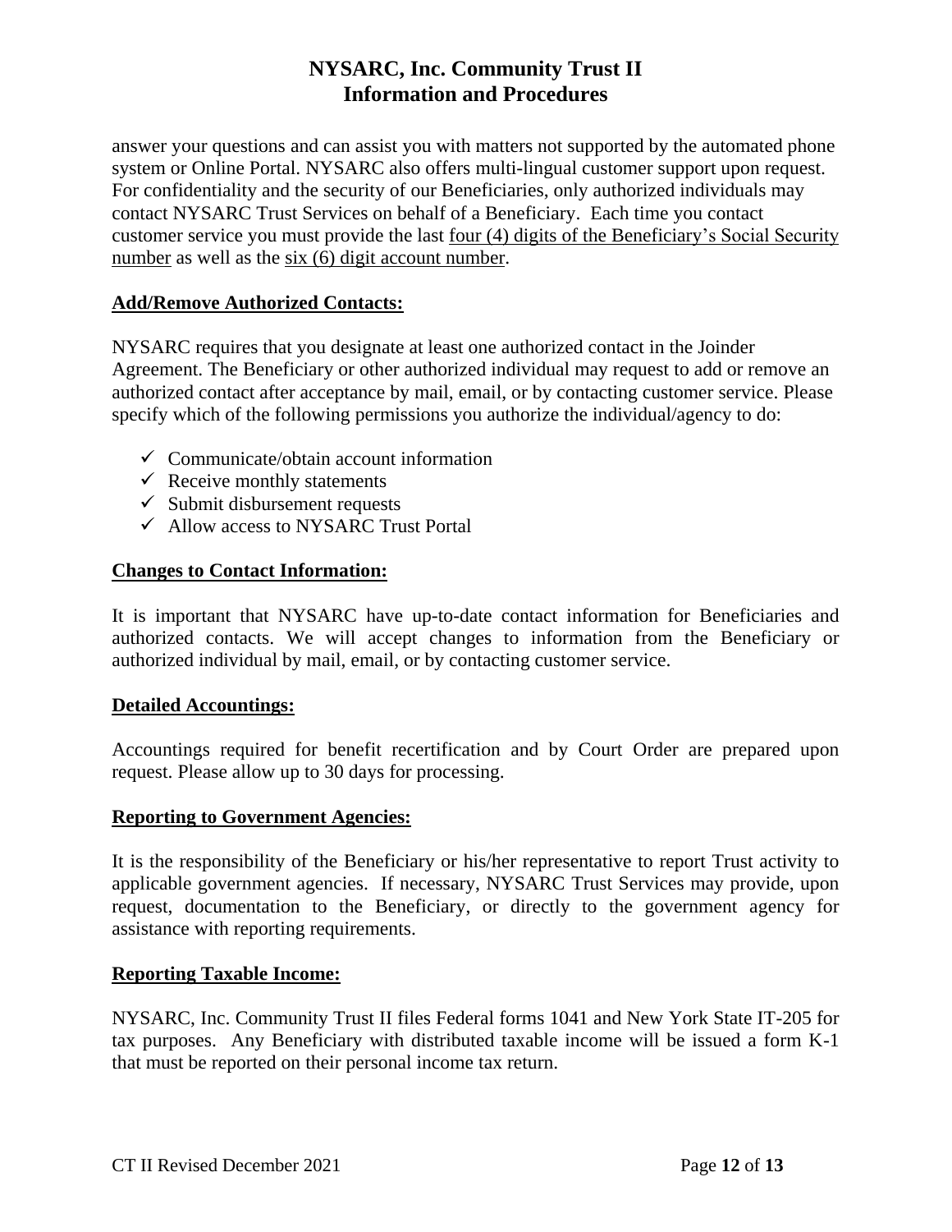answer your questions and can assist you with matters not supported by the automated phone system or Online Portal. NYSARC also offers multi-lingual customer support upon request. For confidentiality and the security of our Beneficiaries, only authorized individuals may contact NYSARC Trust Services on behalf of a Beneficiary. Each time you contact customer service you must provide the last <u>four (4) digits of the Beneficiary's Social Security number</u> as well as the <u>six (6) digit account number</u>.

## **Add/Remove Authorized Contacts:**

NYSARC requires that you designate at least one authorized contact in the Joinder Agreement. The Beneficiary or other authorized individual may request to add or remove an authorized contact after acceptance by mail, email, or by contacting customer service. Please specify which of the following permissions you authorize the individual/agency to do:

- ✓ Communicate/obtain account information
- ✓ Receive monthly statements
- ✓ Submit disbursement requests
- ✓ Allow access to NYSARC Trust Portal

## **Changes to Contact Information:**

It is important that NYSARC have up-to-date contact information for Beneficiaries and authorized contacts. We will accept changes to information from the Beneficiary or authorized individual by mail, email, or by contacting customer service.

## **Detailed Accountings:**

Accountings required for benefit recertification and by Court Order are prepared upon request. Please allow up to 30 days for processing.

## **Reporting to Government Agencies:**

It is the responsibility of the Beneficiary or his/her representative to report Trust activity to applicable government agencies. If necessary, NYSARC Trust Services may provide, upon request, documentation to the Beneficiary, or directly to the government agency for assistance with reporting requirements.

## **Reporting Taxable Income:**

NYSARC, Inc. Community Trust II files Federal forms 1041 and New York State IT-205 for tax purposes. Any Beneficiary with distributed taxable income will be issued a form K-1 that must be reported on their personal income tax return.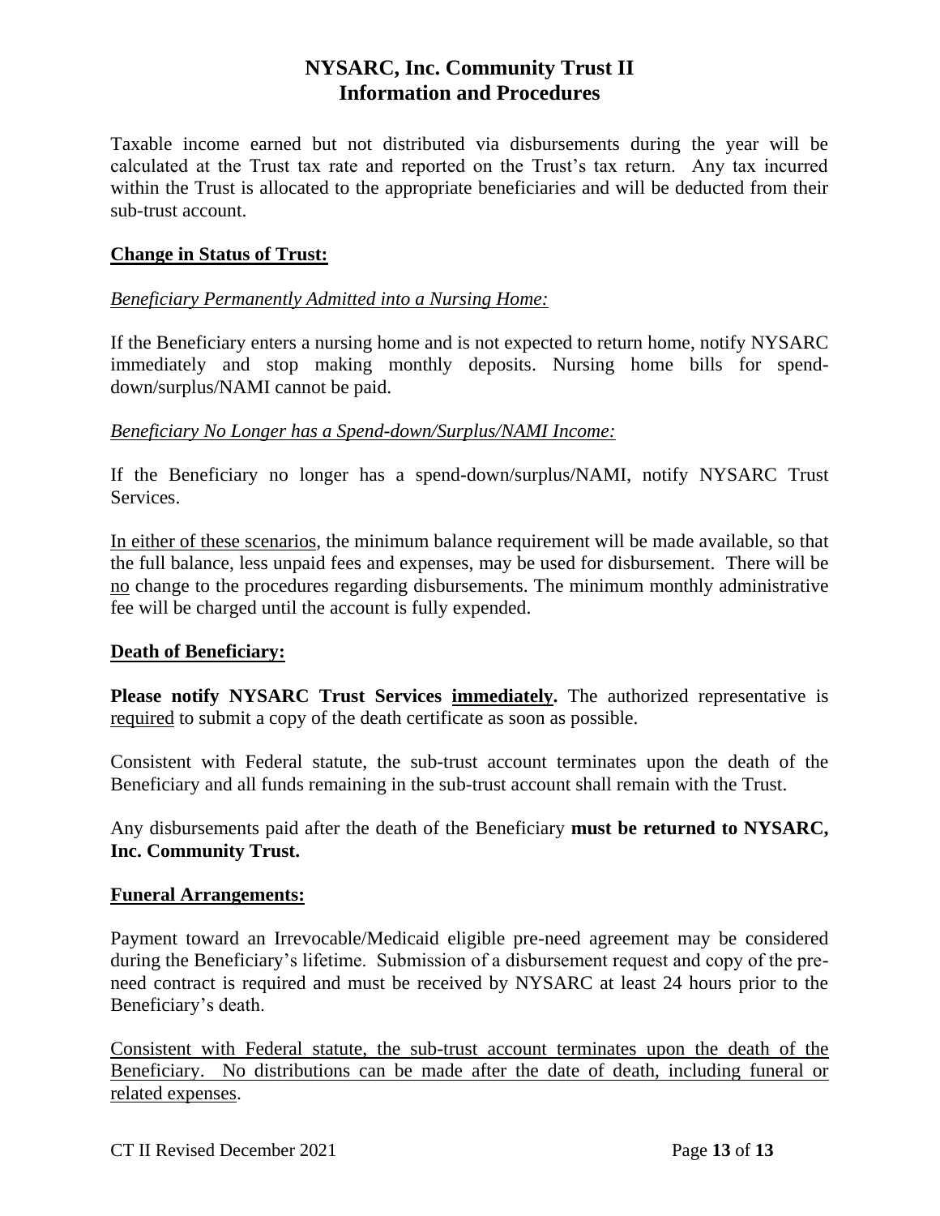Taxable income earned but not distributed via disbursements during the year will be calculated at the Trust tax rate and reported on the Trust's tax return. Any tax incurred within the Trust is allocated to the appropriate beneficiaries and will be deducted from their sub-trust account.

**Change in Status of Trust:**

*Beneficiary Permanently Admitted into a Nursing Home:*

If the Beneficiary enters a nursing home and is not expected to return home, notify NYSARC immediately and stop making monthly deposits. Nursing home bills for spend-down/surplus/NAMI cannot be paid.

*Beneficiary No Longer has a Spend-down/Surplus/NAMI Income:*

If the Beneficiary no longer has a spend-down/surplus/NAMI, notify NYSARC Trust Services.

In either of these scenarios, the minimum balance requirement will be made available, so that the full balance, less unpaid fees and expenses, may be used for disbursement. There will be no change to the procedures regarding disbursements. The minimum monthly administrative fee will be charged until the account is fully expended.

**Death of Beneficiary:**

**Please notify NYSARC Trust Services immediately.** The authorized representative is required to submit a copy of the death certificate as soon as possible.

Consistent with Federal statute, the sub-trust account terminates upon the death of the Beneficiary and all funds remaining in the sub-trust account shall remain with the Trust.

Any disbursements paid after the death of the Beneficiary **must be returned to NYSARC, Inc. Community Trust.**

**Funeral Arrangements:**

Payment toward an Irrevocable/Medicaid eligible pre-need agreement may be considered during the Beneficiary's lifetime. Submission of a disbursement request and copy of the pre-need contract is required and must be received by NYSARC at least 24 hours prior to the Beneficiary's death.

Consistent with Federal statute, the sub-trust account terminates upon the death of the Beneficiary. No distributions can be made after the date of death, including funeral or related expenses.